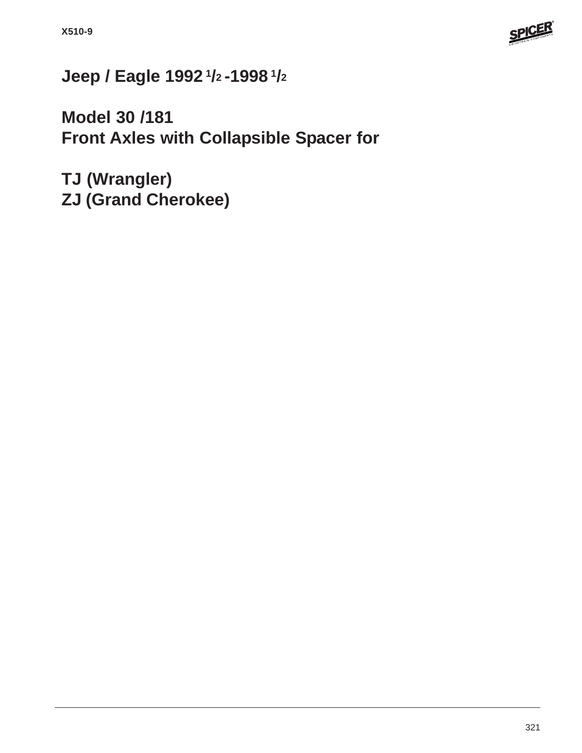# Jeep / Eagle 1992 1/2 -1998 1/2

## Model 30 /181
## Front Axles with Collapsible Spacer for

## TJ (Wrangler)
## ZJ (Grand Cherokee)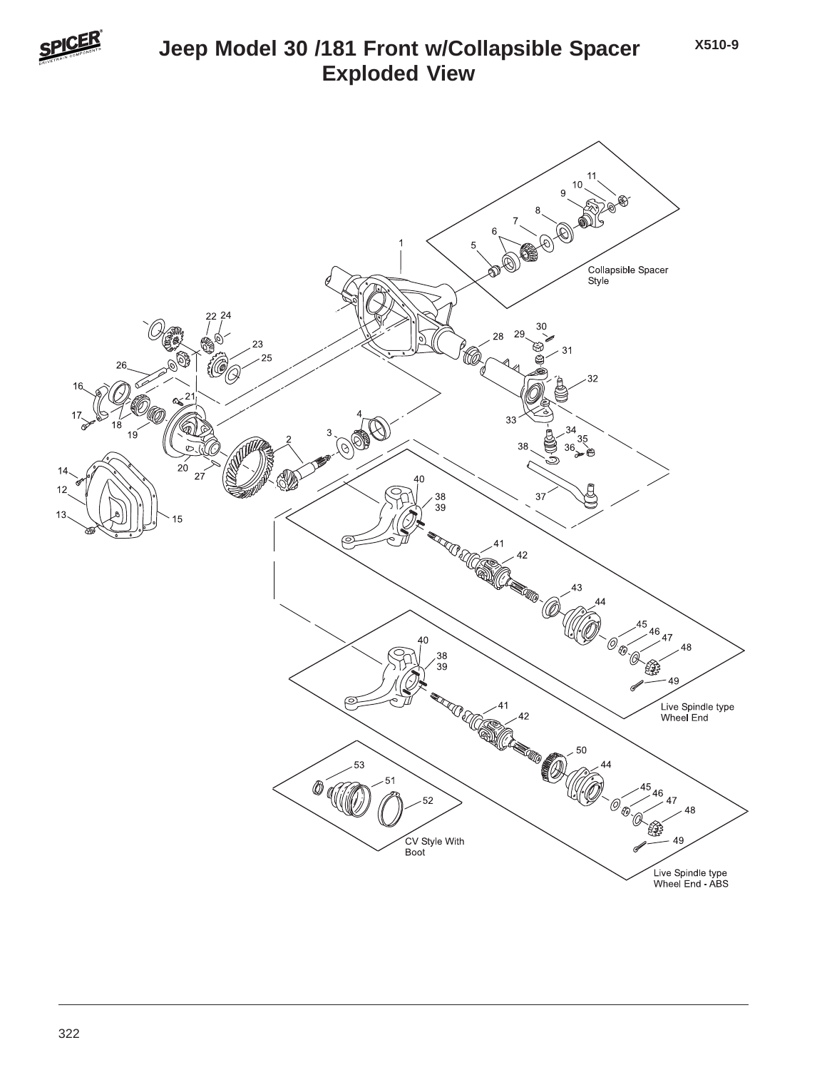# Jeep Model 30 /181 Front w/Collapsible Spacer Exploded View

X510-9

Collapsible Spacer Style

Live Spindle type Wheel End

Live Spindle type Wheel End - ABS

CV Style With Boot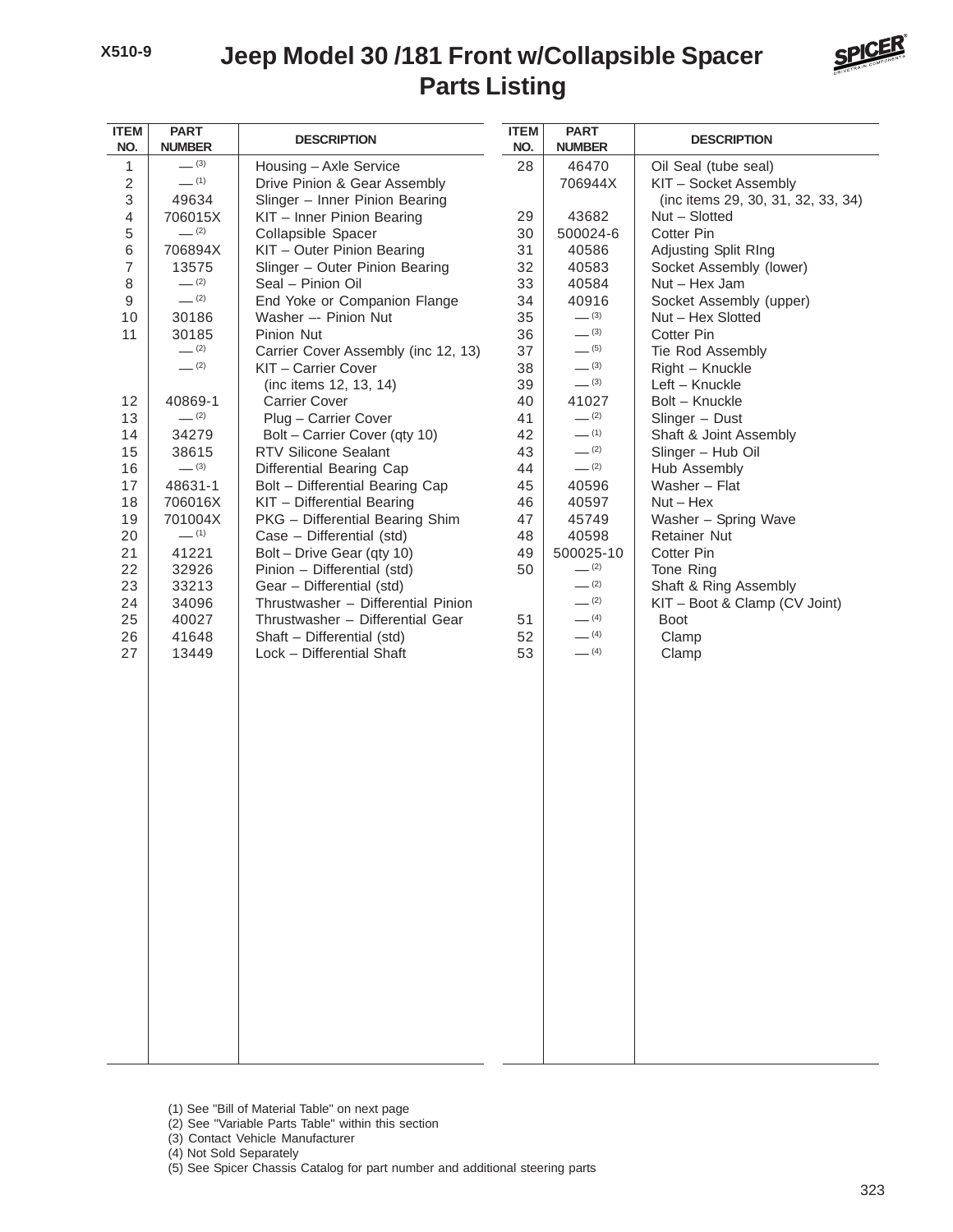X510-9

# Jeep Model 30 /181 Front w/Collapsible Spacer Parts Listing

| ITEM NO. | PART NUMBER | DESCRIPTION |
|---|---|---|
| 1 | — (3) | Housing – Axle Service |
| 2 | — (1) | Drive Pinion & Gear Assembly |
| 3 | 49634 | Slinger – Inner Pinion Bearing |
| 4 | 706015X | KIT – Inner Pinion Bearing |
| 5 | — (2) | Collapsible Spacer |
| 6 | 706894X | KIT – Outer Pinion Bearing |
| 7 | 13575 | Slinger – Outer Pinion Bearing |
| 8 | — (2) | Seal – Pinion Oil |
| 9 | — (2) | End Yoke or Companion Flange |
| 10 | 30186 | Washer –- Pinion Nut |
| 11 | 30185 | Pinion Nut |
|  | — (2) | Carrier Cover Assembly (inc 12, 13) |
|  | — (2) | KIT – Carrier Cover (inc items 12, 13, 14) |
| 12 | 40869-1 | Carrier Cover |
| 13 | — (2) | Plug – Carrier Cover |
| 14 | 34279 | Bolt – Carrier Cover (qty 10) |
| 15 | 38615 | RTV Silicone Sealant |
| 16 | — (3) | Differential Bearing Cap |
| 17 | 48631-1 | Bolt – Differential Bearing Cap |
| 18 | 706016X | KIT – Differential Bearing |
| 19 | 701004X | PKG – Differential Bearing Shim |
| 20 | — (1) | Case – Differential (std) |
| 21 | 41221 | Bolt – Drive Gear (qty 10) |
| 22 | 32926 | Pinion – Differential (std) |
| 23 | 33213 | Gear – Differential (std) |
| 24 | 34096 | Thrustwasher – Differential Pinion |
| 25 | 40027 | Thrustwasher – Differential Gear |
| 26 | 41648 | Shaft – Differential (std) |
| 27 | 13449 | Lock – Differential Shaft |
| 28 | 46470 | Oil Seal (tube seal) |
|  | 706944X | KIT – Socket Assembly (inc items 29, 30, 31, 32, 33, 34) |
| 29 | 43682 | Nut – Slotted |
| 30 | 500024-6 | Cotter Pin |
| 31 | 40586 | Adjusting Split RIng |
| 32 | 40583 | Socket Assembly (lower) |
| 33 | 40584 | Nut – Hex Jam |
| 34 | 40916 | Socket Assembly (upper) |
| 35 | — (3) | Nut – Hex Slotted |
| 36 | — (3) | Cotter Pin |
| 37 | — (5) | Tie Rod Assembly |
| 38 | — (3) | Right – Knuckle |
| 39 | — (3) | Left – Knuckle |
| 40 | 41027 | Bolt – Knuckle |
| 41 | — (2) | Slinger – Dust |
| 42 | — (1) | Shaft & Joint Assembly |
| 43 | — (2) | Slinger – Hub Oil |
| 44 | — (2) | Hub Assembly |
| 45 | 40596 | Washer – Flat |
| 46 | 40597 | Nut – Hex |
| 47 | 45749 | Washer – Spring Wave |
| 48 | 40598 | Retainer Nut |
| 49 | 500025-10 | Cotter Pin |
| 50 | — (2) | Tone Ring |
|  | — (2) | Shaft & Ring Assembly |
|  | — (2) | KIT – Boot & Clamp (CV Joint) |
| 51 | — (4) | Boot |
| 52 | — (4) | Clamp |
| 53 | — (4) | Clamp |

(1) See "Bill of Material Table" on next page
(2) See "Variable Parts Table" within this section
(3) Contact Vehicle Manufacturer
(4) Not Sold Separately
(5) See Spicer Chassis Catalog for part number and additional steering parts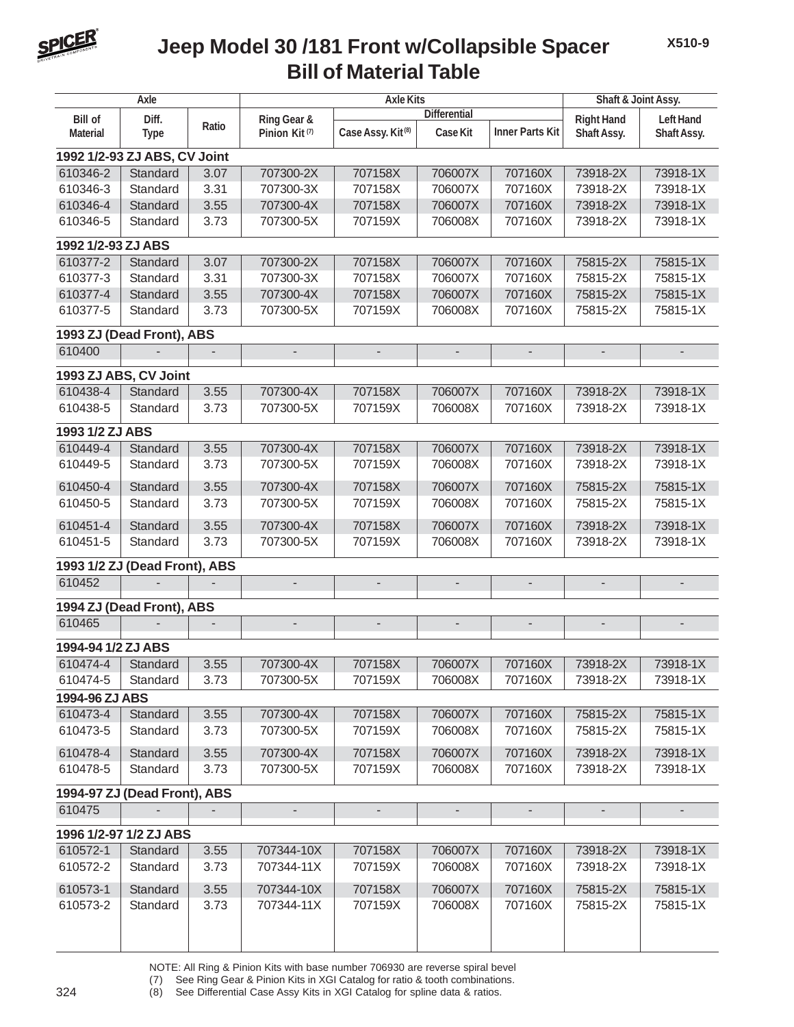# Jeep Model 30 /181 Front w/Collapsible Spacer Bill of Material Table

| Axle | | | Axle Kits | | | | Shaft & Joint Assy. | |
|---|---|---|---|---|---|---|---|---|
| | | | | Differential | | | | |
| Bill of Material | Diff. Type | Ratio | Ring Gear & Pinion Kit (7) | Case Assy. Kit (8) | Case Kit | Inner Parts Kit | Right Hand Shaft Assy. | Left Hand Shaft Assy. |
| **1992 1/2-93 ZJ ABS, CV Joint** | | | | | | | | |
| 610346-2 | Standard | 3.07 | 707300-2X | 707158X | 706007X | 707160X | 73918-2X | 73918-1X |
| 610346-3 | Standard | 3.31 | 707300-3X | 707158X | 706007X | 707160X | 73918-2X | 73918-1X |
| 610346-4 | Standard | 3.55 | 707300-4X | 707158X | 706007X | 707160X | 73918-2X | 73918-1X |
| 610346-5 | Standard | 3.73 | 707300-5X | 707159X | 706008X | 707160X | 73918-2X | 73918-1X |
| **1992 1/2-93 ZJ ABS** | | | | | | | | |
| 610377-2 | Standard | 3.07 | 707300-2X | 707158X | 706007X | 707160X | 75815-2X | 75815-1X |
| 610377-3 | Standard | 3.31 | 707300-3X | 707158X | 706007X | 707160X | 75815-2X | 75815-1X |
| 610377-4 | Standard | 3.55 | 707300-4X | 707158X | 706007X | 707160X | 75815-2X | 75815-1X |
| 610377-5 | Standard | 3.73 | 707300-5X | 707159X | 706008X | 707160X | 75815-2X | 75815-1X |
| **1993 ZJ (Dead Front), ABS** | | | | | | | | |
| 610400 | - | - | - | - | - | - | - | - |
| **1993 ZJ ABS, CV Joint** | | | | | | | | |
| 610438-4 | Standard | 3.55 | 707300-4X | 707158X | 706007X | 707160X | 73918-2X | 73918-1X |
| 610438-5 | Standard | 3.73 | 707300-5X | 707159X | 706008X | 707160X | 73918-2X | 73918-1X |
| **1993 1/2 ZJ ABS** | | | | | | | | |
| 610449-4 | Standard | 3.55 | 707300-4X | 707158X | 706007X | 707160X | 73918-2X | 73918-1X |
| 610449-5 | Standard | 3.73 | 707300-5X | 707159X | 706008X | 707160X | 73918-2X | 73918-1X |
| 610450-4 | Standard | 3.55 | 707300-4X | 707158X | 706007X | 707160X | 75815-2X | 75815-1X |
| 610450-5 | Standard | 3.73 | 707300-5X | 707159X | 706008X | 707160X | 75815-2X | 75815-1X |
| 610451-4 | Standard | 3.55 | 707300-4X | 707158X | 706007X | 707160X | 73918-2X | 73918-1X |
| 610451-5 | Standard | 3.73 | 707300-5X | 707159X | 706008X | 707160X | 73918-2X | 73918-1X |
| **1993 1/2 ZJ (Dead Front), ABS** | | | | | | | | |
| 610452 | - | - | - | - | - | - | - | - |
| **1994 ZJ (Dead Front), ABS** | | | | | | | | |
| 610465 | - | - | - | - | - | - | - | - |
| **1994-94 1/2 ZJ ABS** | | | | | | | | |
| 610474-4 | Standard | 3.55 | 707300-4X | 707158X | 706007X | 707160X | 73918-2X | 73918-1X |
| 610474-5 | Standard | 3.73 | 707300-5X | 707159X | 706008X | 707160X | 73918-2X | 73918-1X |
| **1994-96 ZJ ABS** | | | | | | | | |
| 610473-4 | Standard | 3.55 | 707300-4X | 707158X | 706007X | 707160X | 75815-2X | 75815-1X |
| 610473-5 | Standard | 3.73 | 707300-5X | 707159X | 706008X | 707160X | 75815-2X | 75815-1X |
| 610478-4 | Standard | 3.55 | 707300-4X | 707158X | 706007X | 707160X | 73918-2X | 73918-1X |
| 610478-5 | Standard | 3.73 | 707300-5X | 707159X | 706008X | 707160X | 73918-2X | 73918-1X |
| **1994-97 ZJ (Dead Front), ABS** | | | | | | | | |
| 610475 | - | - | - | - | - | - | - | - |
| **1996 1/2-97 1/2 ZJ ABS** | | | | | | | | |
| 610572-1 | Standard | 3.55 | 707344-10X | 707158X | 706007X | 707160X | 73918-2X | 73918-1X |
| 610572-2 | Standard | 3.73 | 707344-11X | 707159X | 706008X | 707160X | 73918-2X | 73918-1X |
| 610573-1 | Standard | 3.55 | 707344-10X | 707158X | 706007X | 707160X | 75815-2X | 75815-1X |
| 610573-2 | Standard | 3.73 | 707344-11X | 707159X | 706008X | 707160X | 75815-2X | 75815-1X |

NOTE: All Ring & Pinion Kits with base number 706930 are reverse spiral bevel

(7) See Ring Gear & Pinion Kits in XGI Catalog for ratio & tooth combinations.

(8) See Differential Case Assy Kits in XGI Catalog for spline data & ratios.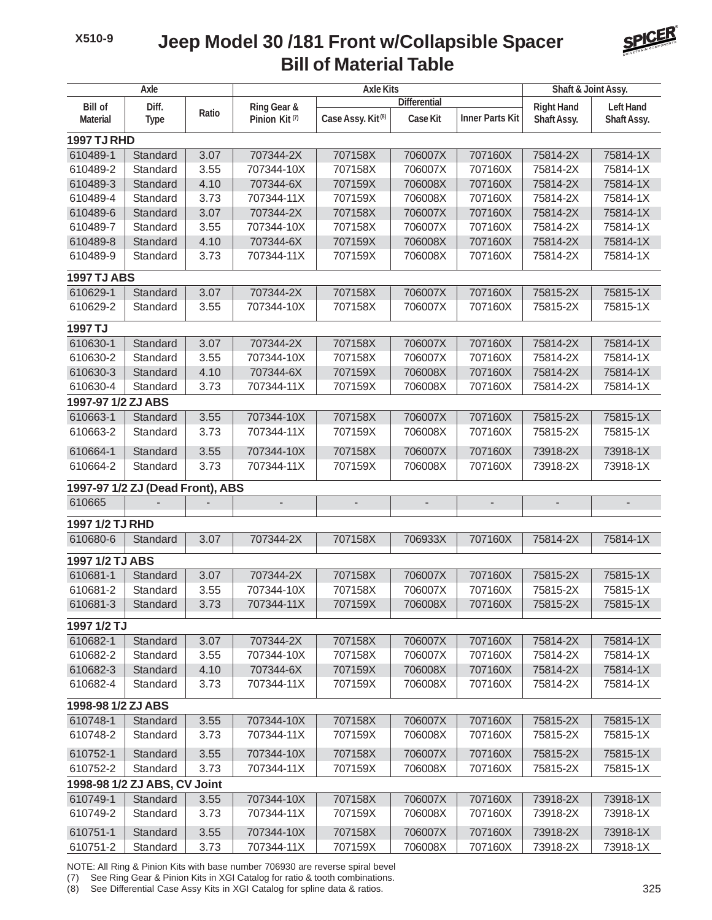# Jeep Model 30 /181 Front w/Collapsible Spacer Bill of Material Table

X510-9

| Axle | | | Axle Kits | | | | Shaft & Joint Assy. | |
|---|---|---|---|---|---|---|---|---|
| | | | | Differential | | | | |
| Bill of Material | Diff. Type | Ratio | Ring Gear & Pinion Kit (7) | Case Assy. Kit (8) | Case Kit | Inner Parts Kit | Right Hand Shaft Assy. | Left Hand Shaft Assy. |
| **1997 TJ RHD** | | | | | | | | |
| 610489-1 | Standard | 3.07 | 707344-2X | 707158X | 706007X | 707160X | 75814-2X | 75814-1X |
| 610489-2 | Standard | 3.55 | 707344-10X | 707158X | 706007X | 707160X | 75814-2X | 75814-1X |
| 610489-3 | Standard | 4.10 | 707344-6X | 707159X | 706008X | 707160X | 75814-2X | 75814-1X |
| 610489-4 | Standard | 3.73 | 707344-11X | 707159X | 706008X | 707160X | 75814-2X | 75814-1X |
| 610489-6 | Standard | 3.07 | 707344-2X | 707158X | 706007X | 707160X | 75814-2X | 75814-1X |
| 610489-7 | Standard | 3.55 | 707344-10X | 707158X | 706007X | 707160X | 75814-2X | 75814-1X |
| 610489-8 | Standard | 4.10 | 707344-6X | 707159X | 706008X | 707160X | 75814-2X | 75814-1X |
| 610489-9 | Standard | 3.73 | 707344-11X | 707159X | 706008X | 707160X | 75814-2X | 75814-1X |
| **1997 TJ ABS** | | | | | | | | |
| 610629-1 | Standard | 3.07 | 707344-2X | 707158X | 706007X | 707160X | 75815-2X | 75815-1X |
| 610629-2 | Standard | 3.55 | 707344-10X | 707158X | 706007X | 707160X | 75815-2X | 75815-1X |
| **1997 TJ** | | | | | | | | |
| 610630-1 | Standard | 3.07 | 707344-2X | 707158X | 706007X | 707160X | 75814-2X | 75814-1X |
| 610630-2 | Standard | 3.55 | 707344-10X | 707158X | 706007X | 707160X | 75814-2X | 75814-1X |
| 610630-3 | Standard | 4.10 | 707344-6X | 707159X | 706008X | 707160X | 75814-2X | 75814-1X |
| 610630-4 | Standard | 3.73 | 707344-11X | 707159X | 706008X | 707160X | 75814-2X | 75814-1X |
| **1997-97 1/2 ZJ ABS** | | | | | | | | |
| 610663-1 | Standard | 3.55 | 707344-10X | 707158X | 706007X | 707160X | 75815-2X | 75815-1X |
| 610663-2 | Standard | 3.73 | 707344-11X | 707159X | 706008X | 707160X | 75815-2X | 75815-1X |
| 610664-1 | Standard | 3.55 | 707344-10X | 707158X | 706007X | 707160X | 73918-2X | 73918-1X |
| 610664-2 | Standard | 3.73 | 707344-11X | 707159X | 706008X | 707160X | 73918-2X | 73918-1X |
| **1997-97 1/2 ZJ (Dead Front), ABS** | | | | | | | | |
| 610665 | - | - | - | - | - | - | - | - |
| **1997 1/2 TJ RHD** | | | | | | | | |
| 610680-6 | Standard | 3.07 | 707344-2X | 707158X | 706933X | 707160X | 75814-2X | 75814-1X |
| **1997 1/2 TJ ABS** | | | | | | | | |
| 610681-1 | Standard | 3.07 | 707344-2X | 707158X | 706007X | 707160X | 75815-2X | 75815-1X |
| 610681-2 | Standard | 3.55 | 707344-10X | 707158X | 706007X | 707160X | 75815-2X | 75815-1X |
| 610681-3 | Standard | 3.73 | 707344-11X | 707159X | 706008X | 707160X | 75815-2X | 75815-1X |
| **1997 1/2 TJ** | | | | | | | | |
| 610682-1 | Standard | 3.07 | 707344-2X | 707158X | 706007X | 707160X | 75814-2X | 75814-1X |
| 610682-2 | Standard | 3.55 | 707344-10X | 707158X | 706007X | 707160X | 75814-2X | 75814-1X |
| 610682-3 | Standard | 4.10 | 707344-6X | 707159X | 706008X | 707160X | 75814-2X | 75814-1X |
| 610682-4 | Standard | 3.73 | 707344-11X | 707159X | 706008X | 707160X | 75814-2X | 75814-1X |
| **1998-98 1/2 ZJ ABS** | | | | | | | | |
| 610748-1 | Standard | 3.55 | 707344-10X | 707158X | 706007X | 707160X | 75815-2X | 75815-1X |
| 610748-2 | Standard | 3.73 | 707344-11X | 707159X | 706008X | 707160X | 75815-2X | 75815-1X |
| 610752-1 | Standard | 3.55 | 707344-10X | 707158X | 706007X | 707160X | 75815-2X | 75815-1X |
| 610752-2 | Standard | 3.73 | 707344-11X | 707159X | 706008X | 707160X | 75815-2X | 75815-1X |
| **1998-98 1/2 ZJ ABS, CV Joint** | | | | | | | | |
| 610749-1 | Standard | 3.55 | 707344-10X | 707158X | 706007X | 707160X | 73918-2X | 73918-1X |
| 610749-2 | Standard | 3.73 | 707344-11X | 707159X | 706008X | 707160X | 73918-2X | 73918-1X |
| 610751-1 | Standard | 3.55 | 707344-10X | 707158X | 706007X | 707160X | 73918-2X | 73918-1X |
| 610751-2 | Standard | 3.73 | 707344-11X | 707159X | 706008X | 707160X | 73918-2X | 73918-1X |

NOTE: All Ring & Pinion Kits with base number 706930 are reverse spiral bevel

(7) See Ring Gear & Pinion Kits in XGI Catalog for ratio & tooth combinations.

(8) See Differential Case Assy Kits in XGI Catalog for spline data & ratios.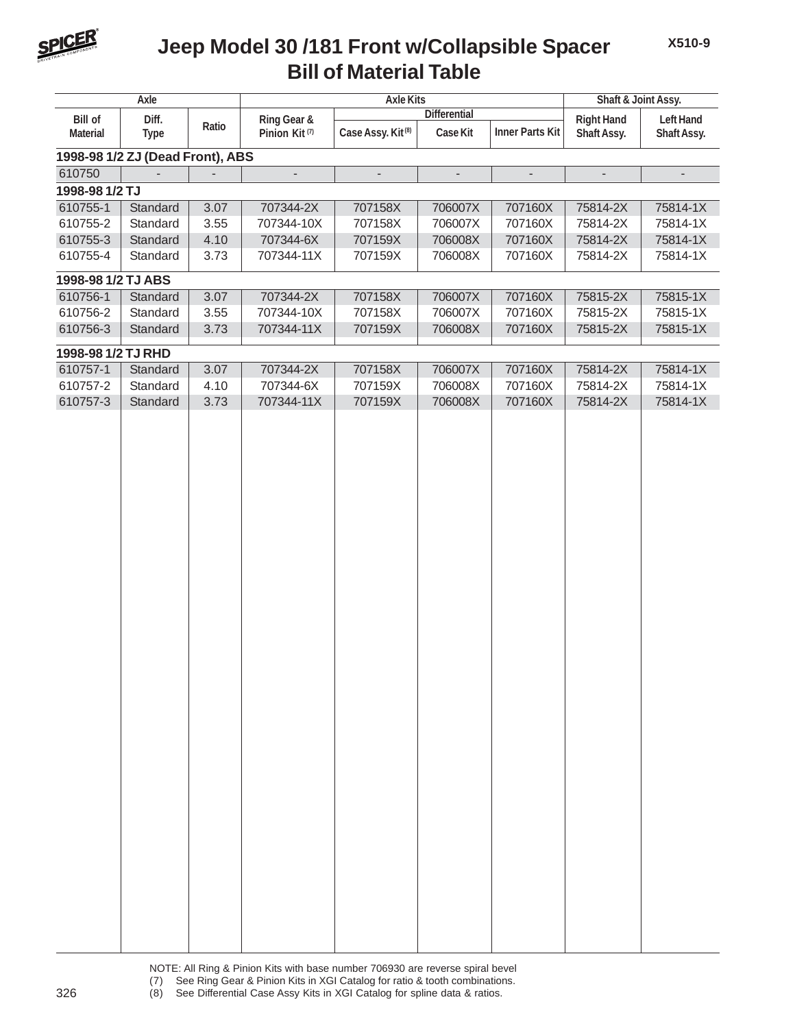# Jeep Model 30 /181 Front w/Collapsible Spacer Bill of Material Table

| Axle | | | Axle Kits | | | | Shaft & Joint Assy. | |
|---|---|---|---|---|---|---|---|---|
| | | | | Differential | | | | |
| Bill of Material | Diff. Type | Ratio | Ring Gear & Pinion Kit (7) | Case Assy. Kit (8) | Case Kit | Inner Parts Kit | Right Hand Shaft Assy. | Left Hand Shaft Assy. |
| **1998-98 1/2 ZJ (Dead Front), ABS** | | | | | | | | |
| 610750 | - | - | - | - | - | - | - | - |
| **1998-98 1/2 TJ** | | | | | | | | |
| 610755-1 | Standard | 3.07 | 707344-2X | 707158X | 706007X | 707160X | 75814-2X | 75814-1X |
| 610755-2 | Standard | 3.55 | 707344-10X | 707158X | 706007X | 707160X | 75814-2X | 75814-1X |
| 610755-3 | Standard | 4.10 | 707344-6X | 707159X | 706008X | 707160X | 75814-2X | 75814-1X |
| 610755-4 | Standard | 3.73 | 707344-11X | 707159X | 706008X | 707160X | 75814-2X | 75814-1X |
| **1998-98 1/2 TJ ABS** | | | | | | | | |
| 610756-1 | Standard | 3.07 | 707344-2X | 707158X | 706007X | 707160X | 75815-2X | 75815-1X |
| 610756-2 | Standard | 3.55 | 707344-10X | 707158X | 706007X | 707160X | 75815-2X | 75815-1X |
| 610756-3 | Standard | 3.73 | 707344-11X | 707159X | 706008X | 707160X | 75815-2X | 75815-1X |
| **1998-98 1/2 TJ RHD** | | | | | | | | |
| 610757-1 | Standard | 3.07 | 707344-2X | 707158X | 706007X | 707160X | 75814-2X | 75814-1X |
| 610757-2 | Standard | 4.10 | 707344-6X | 707159X | 706008X | 707160X | 75814-2X | 75814-1X |
| 610757-3 | Standard | 3.73 | 707344-11X | 707159X | 706008X | 707160X | 75814-2X | 75814-1X |

NOTE: All Ring & Pinion Kits with base number 706930 are reverse spiral bevel
(7) See Ring Gear & Pinion Kits in XGI Catalog for ratio & tooth combinations.
(8) See Differential Case Assy Kits in XGI Catalog for spline data & ratios.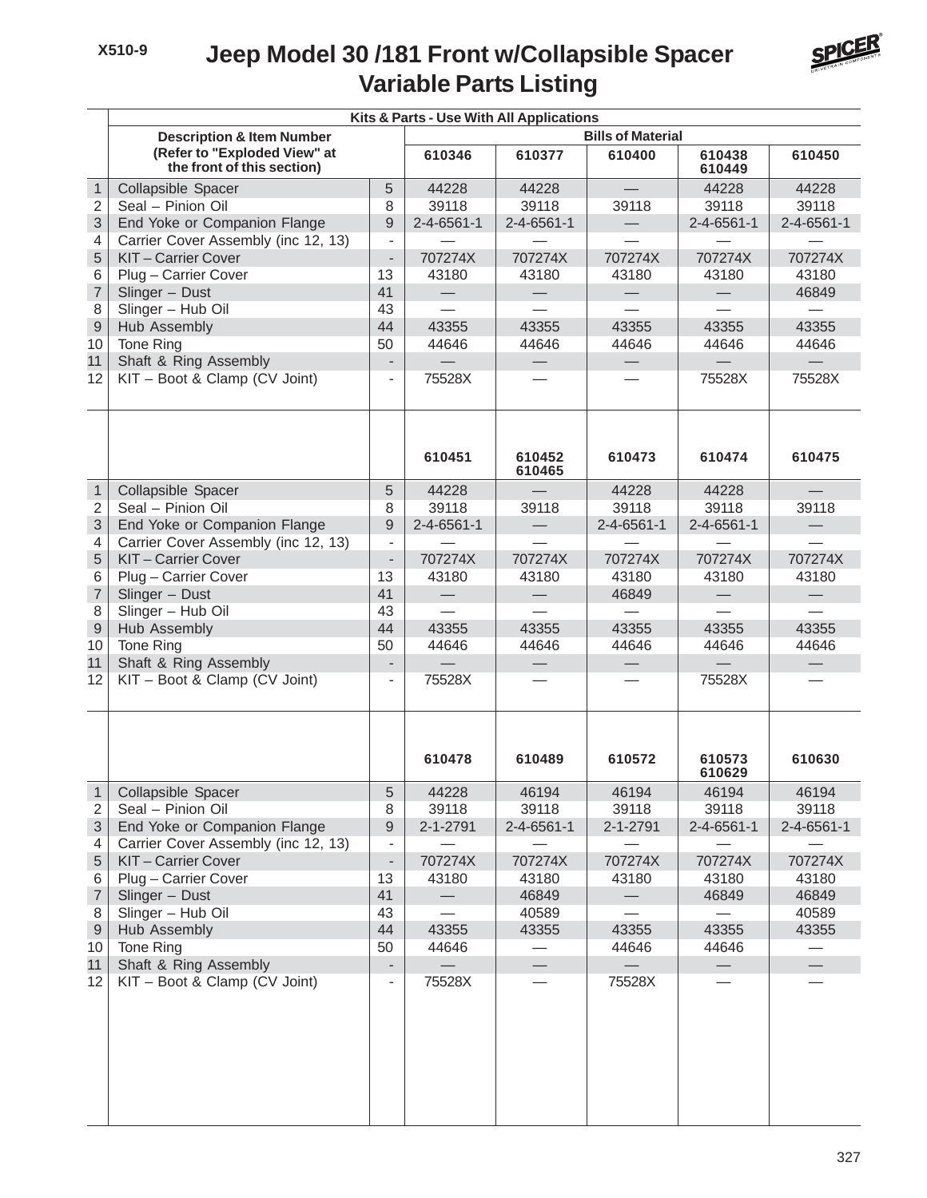X510-9

# Jeep Model 30 /181 Front w/Collapsible Spacer
## Variable Parts Listing

| | Description & Item Number (Refer to "Exploded View" at the front of this section) | | Bills of Material | | | | |
|---|---|---|---|---|---|---|---|
| | Kits & Parts - Use With All Applications | | 610346 | 610377 | 610400 | 610438 610449 | 610450 |
| 1 | Collapsible Spacer | 5 | 44228 | 44228 | — | 44228 | 44228 |
| 2 | Seal – Pinion Oil | 8 | 39118 | 39118 | 39118 | 39118 | 39118 |
| 3 | End Yoke or Companion Flange | 9 | 2-4-6561-1 | 2-4-6561-1 | — | 2-4-6561-1 | 2-4-6561-1 |
| 4 | Carrier Cover Assembly (inc 12, 13) | - | — | — | — | — | — |
| 5 | KIT – Carrier Cover | - | 707274X | 707274X | 707274X | 707274X | 707274X |
| 6 | Plug – Carrier Cover | 13 | 43180 | 43180 | 43180 | 43180 | 43180 |
| 7 | Slinger – Dust | 41 | — | — | — | — | 46849 |
| 8 | Slinger – Hub Oil | 43 | — | — | — | — | — |
| 9 | Hub Assembly | 44 | 43355 | 43355 | 43355 | 43355 | 43355 |
| 10 | Tone Ring | 50 | 44646 | 44646 | 44646 | 44646 | 44646 |
| 11 | Shaft & Ring Assembly | - | — | — | — | — | — |
| 12 | KIT – Boot & Clamp (CV Joint) | - | 75528X | — | — | 75528X | 75528X |
| | | | **610451** | **610452 610465** | **610473** | **610474** | **610475** |
| 1 | Collapsible Spacer | 5 | 44228 | — | 44228 | 44228 | — |
| 2 | Seal – Pinion Oil | 8 | 39118 | 39118 | 39118 | 39118 | 39118 |
| 3 | End Yoke or Companion Flange | 9 | 2-4-6561-1 | — | 2-4-6561-1 | 2-4-6561-1 | — |
| 4 | Carrier Cover Assembly (inc 12, 13) | - | — | — | — | — | — |
| 5 | KIT – Carrier Cover | - | 707274X | 707274X | 707274X | 707274X | 707274X |
| 6 | Plug – Carrier Cover | 13 | 43180 | 43180 | 43180 | 43180 | 43180 |
| 7 | Slinger – Dust | 41 | — | — | 46849 | — | — |
| 8 | Slinger – Hub Oil | 43 | — | — | — | — | — |
| 9 | Hub Assembly | 44 | 43355 | 43355 | 43355 | 43355 | 43355 |
| 10 | Tone Ring | 50 | 44646 | 44646 | 44646 | 44646 | 44646 |
| 11 | Shaft & Ring Assembly | - | — | — | — | — | — |
| 12 | KIT – Boot & Clamp (CV Joint) | - | 75528X | — | — | 75528X | — |
| | | | **610478** | **610489** | **610572** | **610573 610629** | **610630** |
| 1 | Collapsible Spacer | 5 | 44228 | 46194 | 46194 | 46194 | 46194 |
| 2 | Seal – Pinion Oil | 8 | 39118 | 39118 | 39118 | 39118 | 39118 |
| 3 | End Yoke or Companion Flange | 9 | 2-1-2791 | 2-4-6561-1 | 2-1-2791 | 2-4-6561-1 | 2-4-6561-1 |
| 4 | Carrier Cover Assembly (inc 12, 13) | - | — | — | — | — | — |
| 5 | KIT – Carrier Cover | - | 707274X | 707274X | 707274X | 707274X | 707274X |
| 6 | Plug – Carrier Cover | 13 | 43180 | 43180 | 43180 | 43180 | 43180 |
| 7 | Slinger – Dust | 41 | — | 46849 | — | 46849 | 46849 |
| 8 | Slinger – Hub Oil | 43 | — | 40589 | — | — | 40589 |
| 9 | Hub Assembly | 44 | 43355 | 43355 | 43355 | 43355 | 43355 |
| 10 | Tone Ring | 50 | 44646 | — | 44646 | 44646 | — |
| 11 | Shaft & Ring Assembly | - | — | — | — | — | — |
| 12 | KIT – Boot & Clamp (CV Joint) | - | 75528X | — | 75528X | — | — |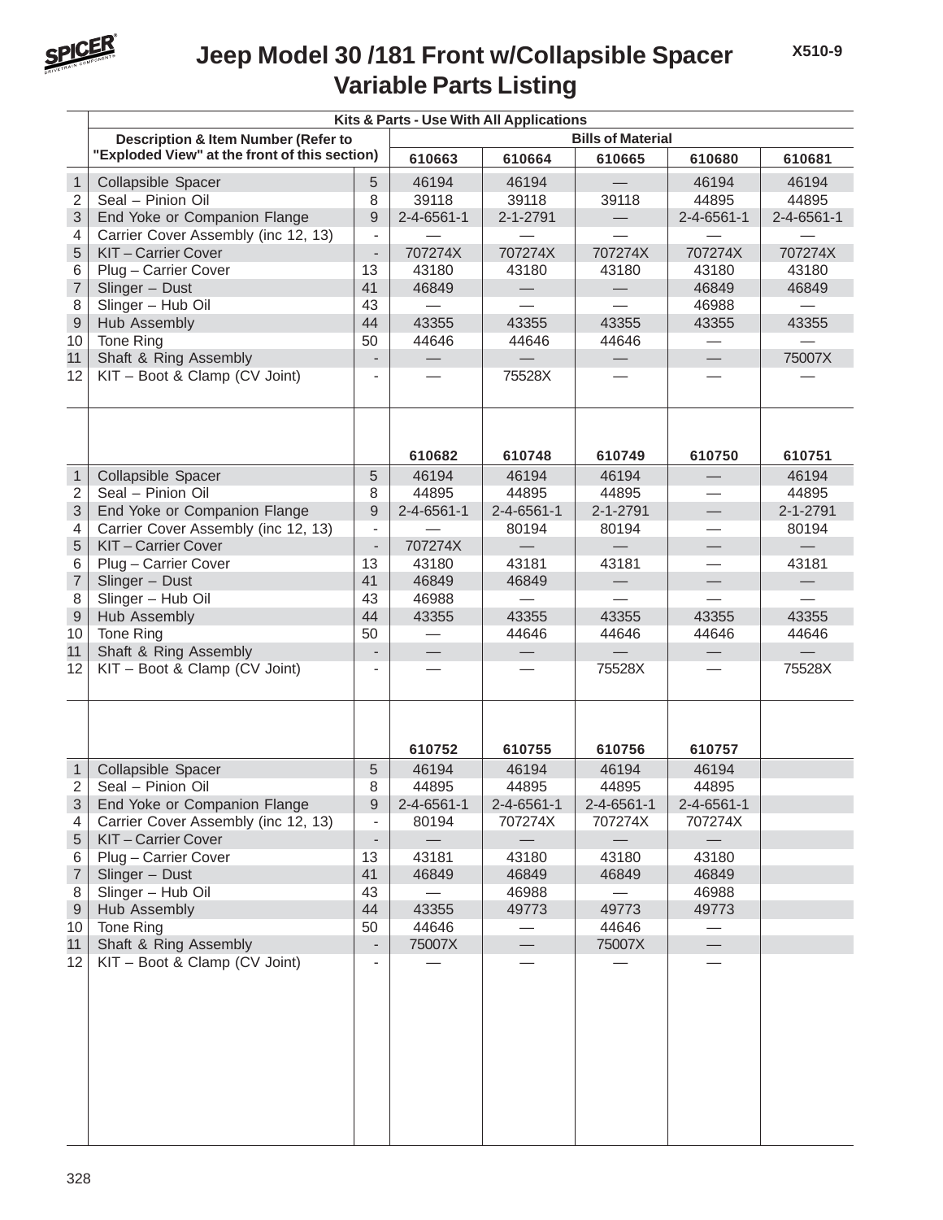# Jeep Model 30 /181 Front w/Collapsible Spacer
## Variable Parts Listing

X510-9

| | Kits & Parts - Use With All Applications | | | | | | |
|---|---|---|---|---|---|---|---|
| | Description & Item Number (Refer to "Exploded View" at the front of this section) | | Bills of Material | | | | |
| | | | 610663 | 610664 | 610665 | 610680 | 610681 |
| 1 | Collapsible Spacer | 5 | 46194 | 46194 | — | 46194 | 46194 |
| 2 | Seal – Pinion Oil | 8 | 39118 | 39118 | 39118 | 44895 | 44895 |
| 3 | End Yoke or Companion Flange | 9 | 2-4-6561-1 | 2-1-2791 | — | 2-4-6561-1 | 2-4-6561-1 |
| 4 | Carrier Cover Assembly (inc 12, 13) | - | — | — | — | — | — |
| 5 | KIT – Carrier Cover | - | 707274X | 707274X | 707274X | 707274X | 707274X |
| 6 | Plug – Carrier Cover | 13 | 43180 | 43180 | 43180 | 43180 | 43180 |
| 7 | Slinger – Dust | 41 | 46849 | — | — | 46849 | 46849 |
| 8 | Slinger – Hub Oil | 43 | — | — | — | 46988 | — |
| 9 | Hub Assembly | 44 | 43355 | 43355 | 43355 | 43355 | 43355 |
| 10 | Tone Ring | 50 | 44646 | 44646 | 44646 | — | — |
| 11 | Shaft & Ring Assembly | - | — | — | — | — | 75007X |
| 12 | KIT – Boot & Clamp (CV Joint) | - | — | 75528X | — | — | — |
| | | | 610682 | 610748 | 610749 | 610750 | 610751 |
| 1 | Collapsible Spacer | 5 | 46194 | 46194 | 46194 | — | 46194 |
| 2 | Seal – Pinion Oil | 8 | 44895 | 44895 | 44895 | — | 44895 |
| 3 | End Yoke or Companion Flange | 9 | 2-4-6561-1 | 2-4-6561-1 | 2-1-2791 | — | 2-1-2791 |
| 4 | Carrier Cover Assembly (inc 12, 13) | - | — | 80194 | 80194 | — | 80194 |
| 5 | KIT – Carrier Cover | - | 707274X | — | — | — | — |
| 6 | Plug – Carrier Cover | 13 | 43180 | 43181 | 43181 | — | 43181 |
| 7 | Slinger – Dust | 41 | 46849 | 46849 | — | — | — |
| 8 | Slinger – Hub Oil | 43 | 46988 | — | — | — | — |
| 9 | Hub Assembly | 44 | 43355 | 43355 | 43355 | 43355 | 43355 |
| 10 | Tone Ring | 50 | — | 44646 | 44646 | 44646 | 44646 |
| 11 | Shaft & Ring Assembly | - | — | — | — | — | — |
| 12 | KIT – Boot & Clamp (CV Joint) | - | — | — | 75528X | — | 75528X |
| | | | 610752 | 610755 | 610756 | 610757 | |
| 1 | Collapsible Spacer | 5 | 46194 | 46194 | 46194 | 46194 | |
| 2 | Seal – Pinion Oil | 8 | 44895 | 44895 | 44895 | 44895 | |
| 3 | End Yoke or Companion Flange | 9 | 2-4-6561-1 | 2-4-6561-1 | 2-4-6561-1 | 2-4-6561-1 | |
| 4 | Carrier Cover Assembly (inc 12, 13) | - | 80194 | 707274X | 707274X | 707274X | |
| 5 | KIT – Carrier Cover | - | — | — | — | — | |
| 6 | Plug – Carrier Cover | 13 | 43181 | 43180 | 43180 | 43180 | |
| 7 | Slinger – Dust | 41 | 46849 | 46849 | 46849 | 46849 | |
| 8 | Slinger – Hub Oil | 43 | — | 46988 | — | 46988 | |
| 9 | Hub Assembly | 44 | 43355 | 49773 | 49773 | 49773 | |
| 10 | Tone Ring | 50 | 44646 | — | 44646 | — | |
| 11 | Shaft & Ring Assembly | - | 75007X | — | 75007X | — | |
| 12 | KIT – Boot & Clamp (CV Joint) | - | — | — | — | — | |